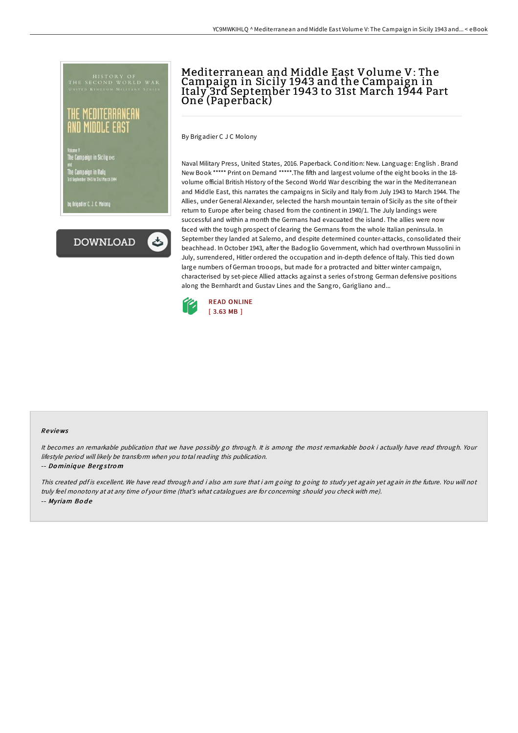# Mediterranean and Middle East Volume V: The Campaign in Sicily 1943 and the Campaign in Italy 3rd September 1943 to 31st March 1944 Part One (Paperback)

By Brigadier C J C Molony

Naval Military Press, United States, 2016. Paperback. Condition: New. Language: English . Brand New Book ***** Print on Demand *****.The fifth and largest volume of the eight books in the 18-volume official British History of the Second World War describing the war in the Mediterranean and Middle East, this narrates the campaigns in Sicily and Italy from July 1943 to March 1944. The Allies, under General Alexander, selected the harsh mountain terrain of Sicily as the site of their return to Europe after being chased from the continent in 1940/1. The July landings were successful and within a month the Germans had evacuated the island. The allies were now faced with the tough prospect of clearing the Germans from the whole Italian peninsula. In September they landed at Salerno, and despite determined counter-attacks, consolidated their beachhead. In October 1943, after the Badoglio Government, which had overthrown Mussolini in July, surrendered, Hitler ordered the occupation and in-depth defence of Italy. This tied down large numbers of German trooops, but made for a protracted and bitter winter campaign, characterised by set-piece Allied attacks against a series of strong German defensive positions along the Bernhardt and Gustav Lines and the Sangro, Garigliano and...

READ ONLINE
[ 3.63 MB ]

## Reviews

*It becomes an remarkable publication that we have possibly go through. It is among the most remarkable book i actually have read through. Your lifestyle period will likely be transform when you total reading this publication.*

-- ***Dominique Bergstrom***

*This created pdf is excellent. We have read through and i also am sure that i am going to going to study yet again yet again in the future. You will not truly feel monotony at at any time of your time (that's what catalogues are for concerning should you check with me).*

-- ***Myriam Bode***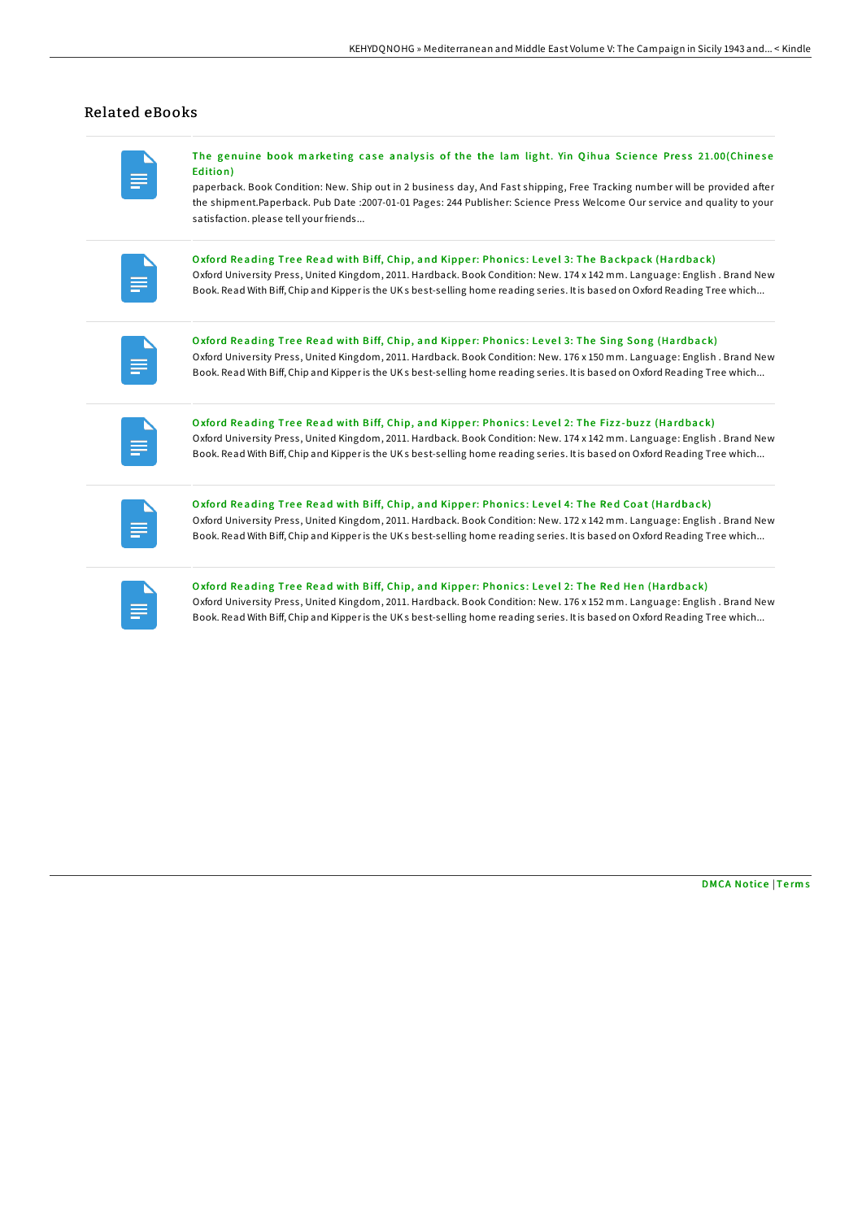## Related eBooks

**The genuine book marketing case analysis of the the lam light. Yin Qihua Science Press 21.00(Chinese Edition)**

paperback. Book Condition: New. Ship out in 2 business day, And Fast shipping, Free Tracking number will be provided after the shipment.Paperback. Pub Date :2007-01-01 Pages: 244 Publisher: Science Press Welcome Our service and quality to your satisfaction. please tell your friends...

**Oxford Reading Tree Read with Biff, Chip, and Kipper: Phonics: Level 3: The Backpack (Hardback)**

Oxford University Press, United Kingdom, 2011. Hardback. Book Condition: New. 174 x 142 mm. Language: English . Brand New Book. Read With Biff, Chip and Kipper is the UK s best-selling home reading series. It is based on Oxford Reading Tree which...

**Oxford Reading Tree Read with Biff, Chip, and Kipper: Phonics: Level 3: The Sing Song (Hardback)**

Oxford University Press, United Kingdom, 2011. Hardback. Book Condition: New. 176 x 150 mm. Language: English . Brand New Book. Read With Biff, Chip and Kipper is the UK s best-selling home reading series. It is based on Oxford Reading Tree which...

**Oxford Reading Tree Read with Biff, Chip, and Kipper: Phonics: Level 2: The Fizz-buzz (Hardback)**

Oxford University Press, United Kingdom, 2011. Hardback. Book Condition: New. 174 x 142 mm. Language: English . Brand New Book. Read With Biff, Chip and Kipper is the UK s best-selling home reading series. It is based on Oxford Reading Tree which...

**Oxford Reading Tree Read with Biff, Chip, and Kipper: Phonics: Level 4: The Red Coat (Hardback)**

Oxford University Press, United Kingdom, 2011. Hardback. Book Condition: New. 172 x 142 mm. Language: English . Brand New Book. Read With Biff, Chip and Kipper is the UK s best-selling home reading series. It is based on Oxford Reading Tree which...

**Oxford Reading Tree Read with Biff, Chip, and Kipper: Phonics: Level 2: The Red Hen (Hardback)**

Oxford University Press, United Kingdom, 2011. Hardback. Book Condition: New. 176 x 152 mm. Language: English . Brand New Book. Read With Biff, Chip and Kipper is the UK s best-selling home reading series. It is based on Oxford Reading Tree which...